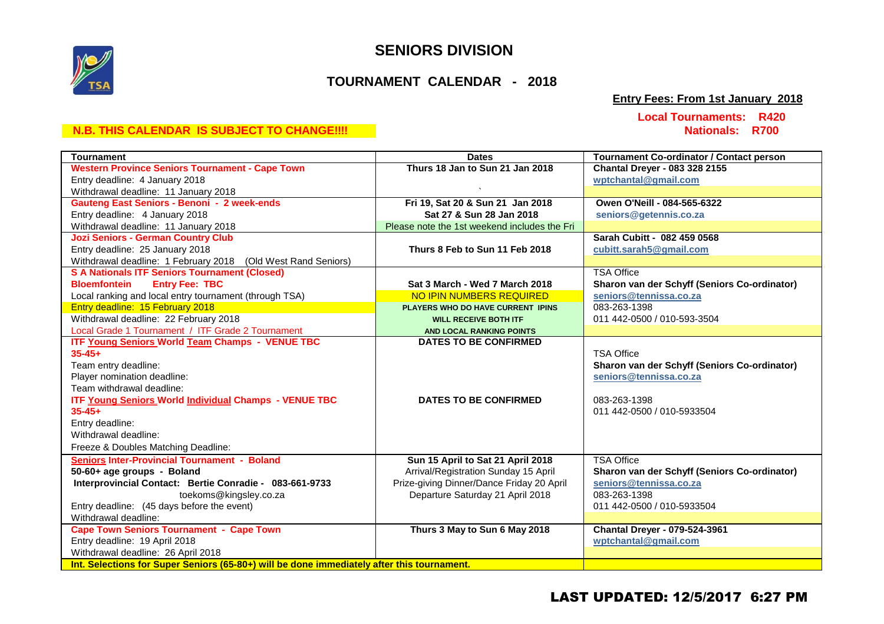# SENIORS DIVISION

## TOURNAMENT CALENDAR - 2018

**Entry Fees: From 1st January 2018**

**Local Tournaments: R420**
**Nationals: R700**

**N.B. THIS CALENDAR IS SUBJECT TO CHANGE!!!!**

| Tournament | Dates | Tournament Co-ordinator / Contact person |
|---|---|---|
| **Western Province Seniors Tournament - Cape Town**<br>Entry deadline: 4 January 2018<br>Withdrawal deadline: 11 January 2018 | **Thurs 18 Jan to Sun 21 Jan 2018**<br>` | **Chantal Dreyer - 083 328 2155**<br>**wptchantal@gmail.com** |
| **Gauteng East Seniors - Benoni - 2 week-ends**<br>Entry deadline: 4 January 2018<br>Withdrawal deadline: 11 January 2018 | **Fri 19, Sat 20 & Sun 21 Jan 2018**<br>**Sat 27 & Sun 28 Jan 2018**<br>Please note the 1st weekend includes the Fri | **Owen O'Neill - 084-565-6322**<br>**seniors@getennis.co.za** |
| **Jozi Seniors - German Country Club**<br>Entry deadline: 25 January 2018<br>Withdrawal deadline: 1 February 2018 (Old West Rand Seniors) | **Thurs 8 Feb to Sun 11 Feb 2018** | **Sarah Cubitt - 082 459 0568**<br>**cubitt.sarah5@gmail.com** |
| **S A Nationals ITF Seniors Tournament (Closed)**<br>**Bloemfontein Entry Fee: TBC**<br>Local ranking and local entry tournament (through TSA)<br>Entry deadline: 15 February 2018<br>Withdrawal deadline: 22 February 2018<br>Local Grade 1 Tournament / ITF Grade 2 Tournament | **Sat 3 March - Wed 7 March 2018**<br>NO IPIN NUMBERS REQUIRED<br>**PLAYERS WHO DO HAVE CURRENT IPINS WILL RECEIVE BOTH ITF AND LOCAL RANKING POINTS** | TSA Office<br>**Sharon van der Schyff (Seniors Co-ordinator)**<br>**seniors@tennissa.co.za**<br>083-263-1398<br>011 442-0500 / 010-593-3504 |
| **ITF Young Seniors World Team Champs - VENUE TBC**<br>**35-45+**<br>Team entry deadline:<br>Player nomination deadline:<br>Team withdrawal deadline:<br>**ITF Young Seniors World Individual Champs - VENUE TBC**<br>**35-45+**<br>Entry deadline:<br>Withdrawal deadline:<br>Freeze & Doubles Matching Deadline: | **DATES TO BE CONFIRMED**<br><br><br><br><br>**DATES TO BE CONFIRMED** | TSA Office<br>**Sharon van der Schyff (Seniors Co-ordinator)**<br>**seniors@tennissa.co.za**<br><br>083-263-1398<br>011 442-0500 / 010-5933504 |
| **Seniors Inter-Provincial Tournament - Boland**<br>**50-60+ age groups - Boland**<br>**Interprovincial Contact: Bertie Conradie - 083-661-9733**<br>toekoms@kingsley.co.za<br>Entry deadline: (45 days before the event)<br>Withdrawal deadline: | **Sun 15 April to Sat 21 April 2018**<br>Arrival/Registration Sunday 15 April<br>Prize-giving Dinner/Dance Friday 20 April<br>Departure Saturday 21 April 2018 | TSA Office<br>**Sharon van der Schyff (Seniors Co-ordinator)**<br>**seniors@tennissa.co.za**<br>083-263-1398<br>011 442-0500 / 010-5933504 |
| **Cape Town Seniors Tournament - Cape Town**<br>Entry deadline: 19 April 2018<br>Withdrawal deadline: 26 April 2018 | **Thurs 3 May to Sun 6 May 2018** | **Chantal Dreyer - 079-524-3961**<br>**wptchantal@gmail.com** |
| **Int. Selections for Super Seniors (65-80+) will be done immediately after this tournament.** | | |

**LAST UPDATED: 12/5/2017 6:27 PM**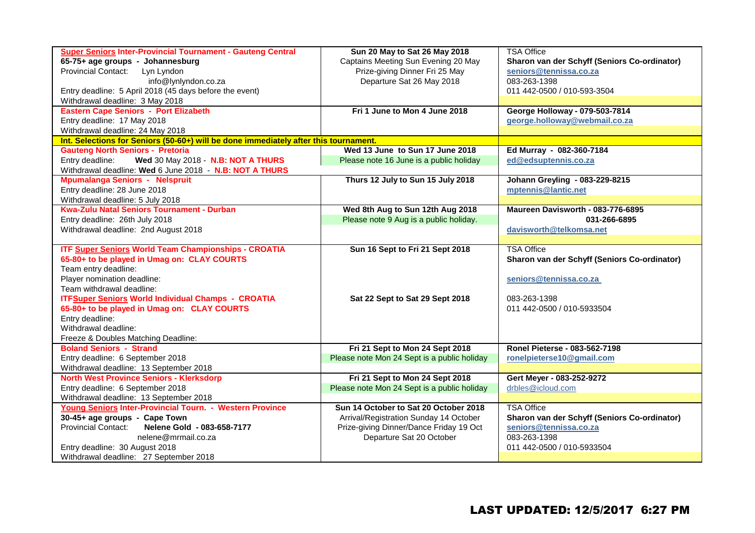| | | |
|---|---|---|
| **Super Seniors Inter-Provincial Tournament - Gauteng Central**<br>**65-75+ age groups - Johannesburg**<br>Provincial Contact: Lyn Lyndon<br>info@lynlyndon.co.za<br>Entry deadline: 5 April 2018 (45 days before the event)<br>Withdrawal deadline: 3 May 2018 | **Sun 20 May to Sat 26 May 2018**<br>Captains Meeting Sun Evening 20 May<br>Prize-giving Dinner Fri 25 May<br>Departure Sat 26 May 2018 | TSA Office<br>**Sharon van der Schyff (Seniors Co-ordinator)**<br>**seniors@tennissa.co.za**<br>083-263-1398<br>011 442-0500 / 010-593-3504 |
| **Eastern Cape Seniors - Port Elizabeth**<br>Entry deadline: 17 May 2018<br>Withdrawal deadline: 24 May 2018 | **Fri 1 June to Mon 4 June 2018** | **George Holloway - 079-503-7814**<br>**george.holloway@webmail.co.za** |
| **Int. Selections for Seniors (50-60+) will be done immediately after this tournament.** | | |
| **Gauteng North Seniors - Pretoria**<br>Entry deadline: **Wed** 30 May 2018 - **N.B: NOT A THURS**<br>Withdrawal deadline: **Wed** 6 June 2018 - **N.B: NOT A THURS** | **Wed 13 June to Sun 17 June 2018**<br>Please note 16 June is a public holiday | **Ed Murray - 082-360-7184**<br>**ed@edsuptennis.co.za** |
| **Mpumalanga Seniors - Nelspruit**<br>Entry deadline: 28 June 2018<br>Withdrawal deadline: 5 July 2018 | **Thurs 12 July to Sun 15 July 2018** | **Johann Greyling - 083-229-8215**<br>**mptennis@lantic.net** |
| **Kwa-Zulu Natal Seniors Tournament - Durban**<br>Entry deadline: 26th July 2018<br>Withdrawal deadline: 2nd August 2018 | **Wed 8th Aug to Sun 12th Aug 2018**<br>Please note 9 Aug is a public holiday. | **Maureen Davisworth - 083-776-6895**<br>**031-266-6895**<br>**davisworth@telkomsa.net** |
| **ITF Super Seniors World Team Championships - CROATIA**<br>**65-80+ to be played in Umag on: CLAY COURTS**<br>Team entry deadline:<br>Player nomination deadline:<br>Team withdrawal deadline:<br>**ITFSuper Seniors World Individual Champs - CROATIA**<br>**65-80+ to be played in Umag on: CLAY COURTS**<br>Entry deadline:<br>Withdrawal deadline:<br>Freeze & Doubles Matching Deadline: | **Sun 16 Sept to Fri 21 Sept 2018**<br><br><br><br><br>**Sat 22 Sept to Sat 29 Sept 2018** | TSA Office<br>**Sharon van der Schyff (Seniors Co-ordinator)**<br><br>**seniors@tennissa.co.za**<br><br>083-263-1398<br>011 442-0500 / 010-5933504 |
| **Boland Seniors - Strand**<br>Entry deadline: 6 September 2018<br>Withdrawal deadline: 13 September 2018 | **Fri 21 Sept to Mon 24 Sept 2018**<br>Please note Mon 24 Sept is a public holiday | **Ronel Pieterse - 083-562-7198**<br>**ronelpieterse10@gmail.com** |
| **North West Province Seniors - Klerksdorp**<br>Entry deadline: 6 September 2018<br>Withdrawal deadline: 13 September 2018 | **Fri 21 Sept to Mon 24 Sept 2018**<br>Please note Mon 24 Sept is a public holiday | **Gert Meyer - 083-252-9272**<br>drbles@icloud.com |
| **Young Seniors Inter-Provincial Tourn. - Western Province**<br>**30-45+ age groups - Cape Town**<br>Provincial Contact: **Nelene Gold - 083-658-7177**<br>nelene@mrmail.co.za<br>Entry deadline: 30 August 2018<br>Withdrawal deadline: 27 September 2018 | **Sun 14 October to Sat 20 October 2018**<br>Arrival/Registration Sunday 14 October<br>Prize-giving Dinner/Dance Friday 19 Oct<br>Departure Sat 20 October | TSA Office<br>**Sharon van der Schyff (Seniors Co-ordinator)**<br>**seniors@tennissa.co.za**<br>083-263-1398<br>011 442-0500 / 010-5933504 |

**LAST UPDATED: 12/5/2017 6:27 PM**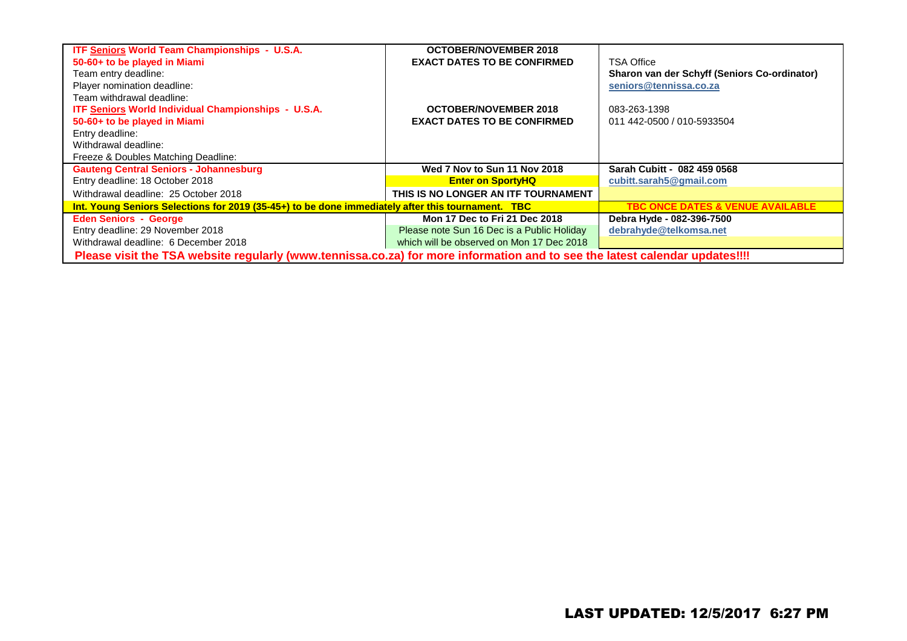| | | |
|---|---|---|
| **ITF Seniors World Team Championships - U.S.A.**<br>**50-60+ to be played in Miami**<br>Team entry deadline:<br>Player nomination deadline:<br>Team withdrawal deadline:<br>**ITF Seniors World Individual Championships - U.S.A.**<br>**50-60+ to be played in Miami**<br>Entry deadline:<br>Withdrawal deadline:<br>Freeze & Doubles Matching Deadline: | **OCTOBER/NOVEMBER 2018**<br>**EXACT DATES TO BE CONFIRMED**<br><br><br><br>**OCTOBER/NOVEMBER 2018**<br>**EXACT DATES TO BE CONFIRMED** | TSA Office<br>**Sharon van der Schyff (Seniors Co-ordinator)**<br>**seniors@tennissa.co.za**<br><br>083-263-1398<br>011 442-0500 / 010-5933504 |
| **Gauteng Central Seniors - Johannesburg**<br>Entry deadline: 18 October 2018<br>Withdrawal deadline: 25 October 2018 | **Wed 7 Nov to Sun 11 Nov 2018**<br>**Enter on SportyHQ**<br>**THIS IS NO LONGER AN ITF TOURNAMENT** | **Sarah Cubitt - 082 459 0568**<br>**cubitt.sarah5@gmail.com** |
| **Int. Young Seniors Selections for 2019 (35-45+) to be done immediately after this tournament. TBC** | | **TBC ONCE DATES & VENUE AVAILABLE** |
| **Eden Seniors - George**<br>Entry deadline: 29 November 2018<br>Withdrawal deadline: 6 December 2018 | **Mon 17 Dec to Fri 21 Dec 2018**<br>Please note Sun 16 Dec is a Public Holiday which will be observed on Mon 17 Dec 2018 | **Debra Hyde - 082-396-7500**<br>**debrahyde@telkomsa.net** |
| **Please visit the TSA website regularly (www.tennissa.co.za) for more information and to see the latest calendar updates!!!!** | | |

**LAST UPDATED: 12/5/2017 6:27 PM**